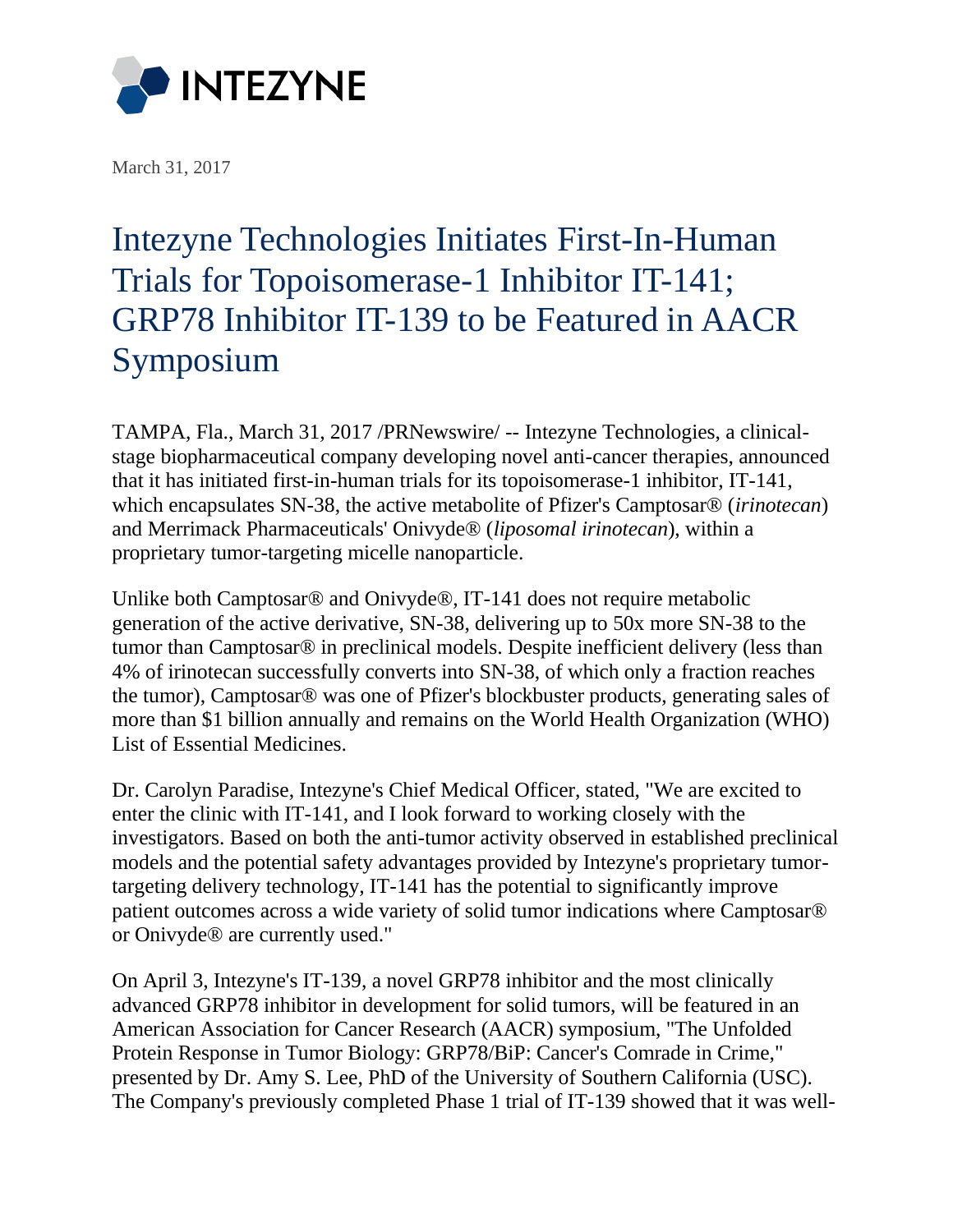INTEZYNE

March 31, 2017

# Intezyne Technologies Initiates First-In-Human Trials for Topoisomerase-1 Inhibitor IT-141; GRP78 Inhibitor IT-139 to be Featured in AACR Symposium

TAMPA, Fla., March 31, 2017 /PRNewswire/ -- Intezyne Technologies, a clinical-stage biopharmaceutical company developing novel anti-cancer therapies, announced that it has initiated first-in-human trials for its topoisomerase-1 inhibitor, IT-141, which encapsulates SN-38, the active metabolite of Pfizer's Camptosar® (*irinotecan*) and Merrimack Pharmaceuticals' Onivyde® (*liposomal irinotecan*), within a proprietary tumor-targeting micelle nanoparticle.

Unlike both Camptosar® and Onivyde®, IT-141 does not require metabolic generation of the active derivative, SN-38, delivering up to 50x more SN-38 to the tumor than Camptosar® in preclinical models. Despite inefficient delivery (less than 4% of irinotecan successfully converts into SN-38, of which only a fraction reaches the tumor), Camptosar® was one of Pfizer's blockbuster products, generating sales of more than $1 billion annually and remains on the World Health Organization (WHO) List of Essential Medicines.

Dr. Carolyn Paradise, Intezyne's Chief Medical Officer, stated, "We are excited to enter the clinic with IT-141, and I look forward to working closely with the investigators. Based on both the anti-tumor activity observed in established preclinical models and the potential safety advantages provided by Intezyne's proprietary tumor-targeting delivery technology, IT-141 has the potential to significantly improve patient outcomes across a wide variety of solid tumor indications where Camptosar® or Onivyde® are currently used."

On April 3, Intezyne's IT-139, a novel GRP78 inhibitor and the most clinically advanced GRP78 inhibitor in development for solid tumors, will be featured in an American Association for Cancer Research (AACR) symposium, "The Unfolded Protein Response in Tumor Biology: GRP78/BiP: Cancer's Comrade in Crime," presented by Dr. Amy S. Lee, PhD of the University of Southern California (USC). The Company's previously completed Phase 1 trial of IT-139 showed that it was well-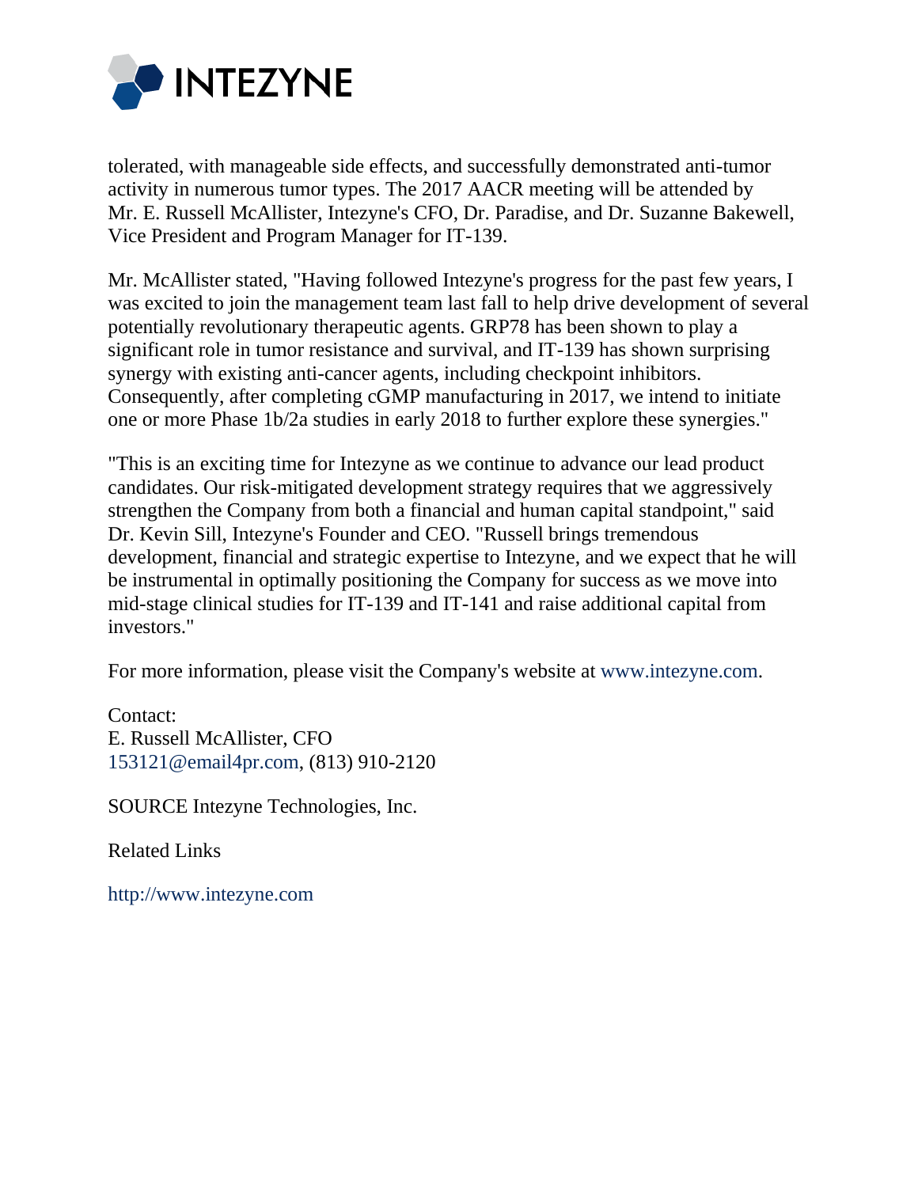tolerated, with manageable side effects, and successfully demonstrated anti-tumor activity in numerous tumor types. The 2017 AACR meeting will be attended by Mr. E. Russell McAllister, Intezyne's CFO, Dr. Paradise, and Dr. Suzanne Bakewell, Vice President and Program Manager for IT-139.

Mr. McAllister stated, "Having followed Intezyne's progress for the past few years, I was excited to join the management team last fall to help drive development of several potentially revolutionary therapeutic agents. GRP78 has been shown to play a significant role in tumor resistance and survival, and IT-139 has shown surprising synergy with existing anti-cancer agents, including checkpoint inhibitors. Consequently, after completing cGMP manufacturing in 2017, we intend to initiate one or more Phase 1b/2a studies in early 2018 to further explore these synergies."

"This is an exciting time for Intezyne as we continue to advance our lead product candidates. Our risk-mitigated development strategy requires that we aggressively strengthen the Company from both a financial and human capital standpoint," said Dr. Kevin Sill, Intezyne's Founder and CEO. "Russell brings tremendous development, financial and strategic expertise to Intezyne, and we expect that he will be instrumental in optimally positioning the Company for success as we move into mid-stage clinical studies for IT-139 and IT-141 and raise additional capital from investors."

For more information, please visit the Company's website at www.intezyne.com.

Contact:
E. Russell McAllister, CFO
153121@email4pr.com, (813) 910-2120

SOURCE Intezyne Technologies, Inc.

Related Links

http://www.intezyne.com